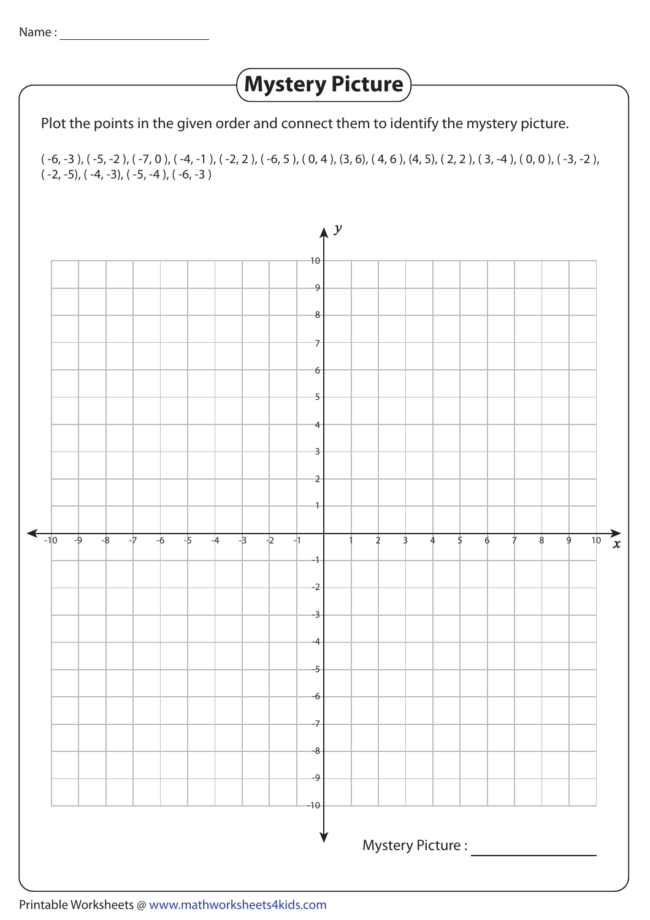Name : ______________________

# Mystery Picture

Plot the points in the given order and connect them to identify the mystery picture.

( -6, -3 ), ( -5, -2 ), ( -7, 0 ), ( -4, -1 ), ( -2, 2 ), ( -6, 5 ), ( 0, 4 ), (3, 6), ( 4, 6 ), (4, 5), ( 2, 2 ), ( 3, -4 ), ( 0, 0 ), ( -3, -2 ), ( -2, -5), ( -4, -3), ( -5, -4 ), ( -6, -3 )

Mystery Picture : ______________

Printable Worksheets @ www.mathworksheets4kids.com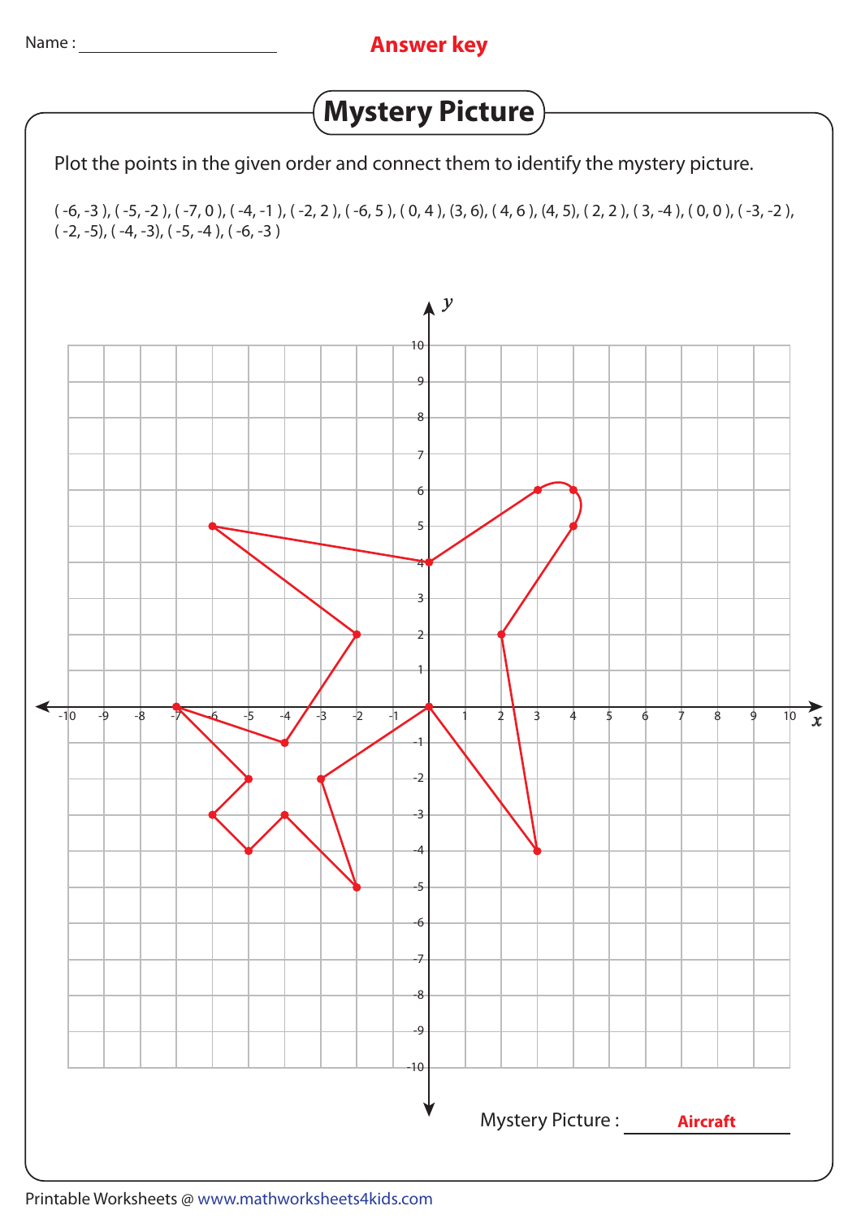Name : ____________________

**Answer key**

# Mystery Picture

Plot the points in the given order and connect them to identify the mystery picture.

( -6, -3 ), ( -5, -2 ), ( -7, 0 ), ( -4, -1 ), ( -2, 2 ), ( -6, 5 ), ( 0, 4 ), (3, 6), ( 4, 6 ), (4, 5), ( 2, 2 ), ( 3, -4 ), ( 0, 0 ), ( -3, -2 ), ( -2, -5), ( -4, -3), ( -5, -4 ), ( -6, -3 )

Mystery Picture : **Aircraft**

Printable Worksheets @ www.mathworksheets4kids.com